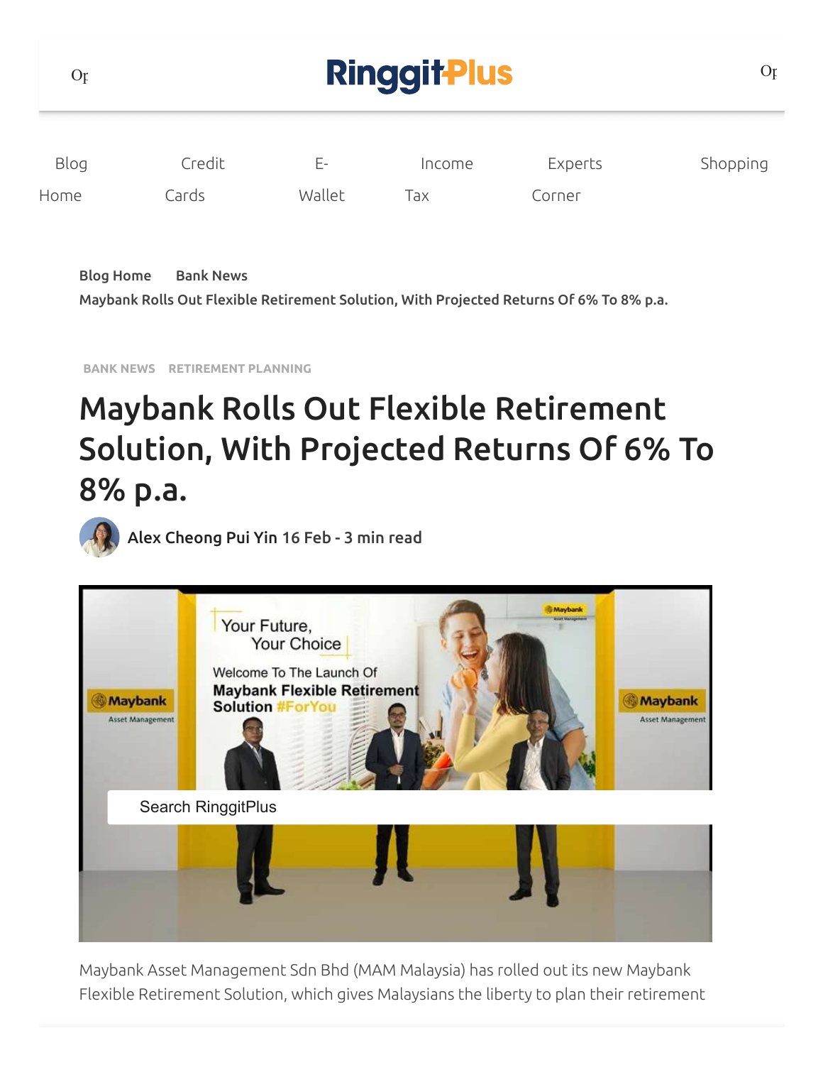RinggitPlus

Blog Home | Credit Cards | E-Wallet | Income Tax | Experts Corner | Shopping

Blog Home  Bank News
Maybank Rolls Out Flexible Retirement Solution, With Projected Returns Of 6% To 8% p.a.

BANK NEWS  RETIREMENT PLANNING

# Maybank Rolls Out Flexible Retirement Solution, With Projected Returns Of 6% To 8% p.a.

**Alex Cheong Pui Yin 16 Feb - 3 min read**

Search RinggitPlus

Maybank Asset Management Sdn Bhd (MAM Malaysia) has rolled out its new Maybank Flexible Retirement Solution, which gives Malaysians the liberty to plan their retirement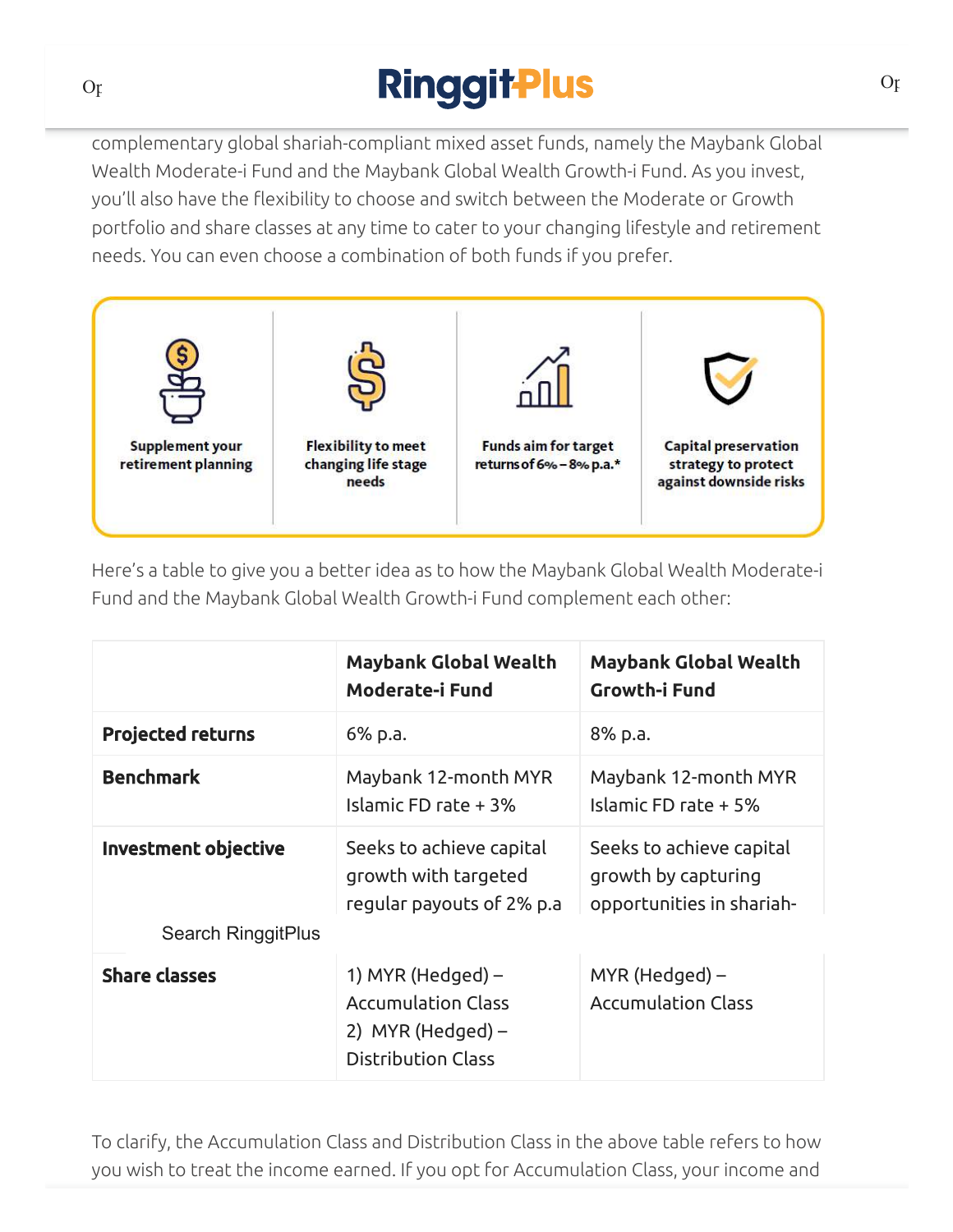complementary global shariah-compliant mixed asset funds, namely the Maybank Global Wealth Moderate-i Fund and the Maybank Global Wealth Growth-i Fund. As you invest, you'll also have the flexibility to choose and switch between the Moderate or Growth portfolio and share classes at any time to cater to your changing lifestyle and retirement needs. You can even choose a combination of both funds if you prefer.

| Supplement your retirement planning | Flexibility to meet changing life stage needs | Funds aim for target returns of 6% – 8% p.a.* | Capital preservation strategy to protect against downside risks |
|---|---|---|---|

Here's a table to give you a better idea as to how the Maybank Global Wealth Moderate-i Fund and the Maybank Global Wealth Growth-i Fund complement each other:

| | Maybank Global Wealth Moderate-i Fund | Maybank Global Wealth Growth-i Fund |
|---|---|---|
| **Projected returns** | 6% p.a. | 8% p.a. |
| **Benchmark** | Maybank 12-month MYR Islamic FD rate + 3% | Maybank 12-month MYR Islamic FD rate + 5% |
| **Investment objective** | Seeks to achieve capital growth with targeted regular payouts of 2% p.a | Seeks to achieve capital growth by capturing opportunities in shariah- |
| **Share classes** | 1) MYR (Hedged) – Accumulation Class 2) MYR (Hedged) – Distribution Class | MYR (Hedged) – Accumulation Class |

To clarify, the Accumulation Class and Distribution Class in the above table refers to how you wish to treat the income earned. If you opt for Accumulation Class, your income and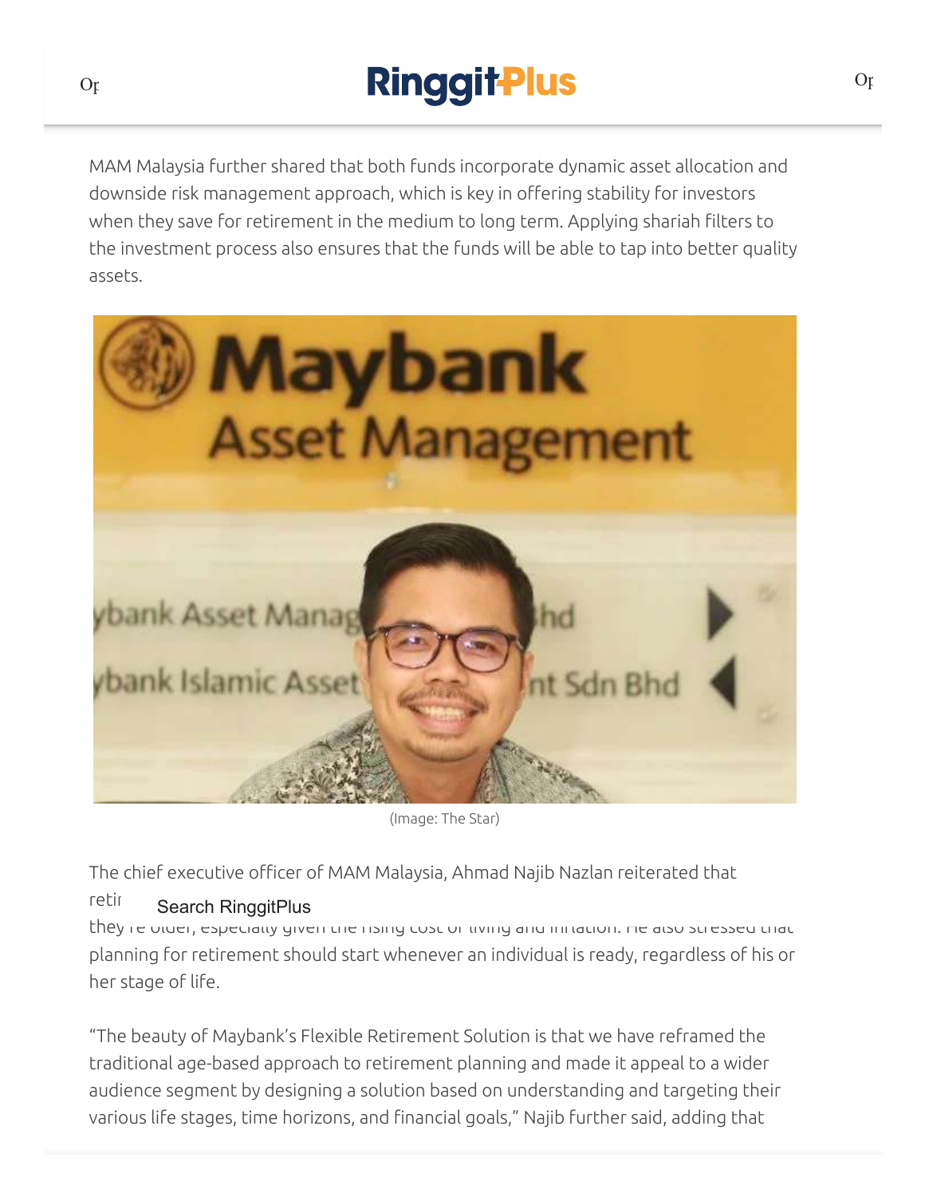MAM Malaysia further shared that both funds incorporate dynamic asset allocation and downside risk management approach, which is key in offering stability for investors when they save for retirement in the medium to long term. Applying shariah filters to the investment process also ensures that the funds will be able to tap into better quality assets.

(Image: The Star)

The chief executive officer of MAM Malaysia, Ahmad Najib Nazlan reiterated that retir... they're older, especially given the rising cost of living and inflation. He also stressed that planning for retirement should start whenever an individual is ready, regardless of his or her stage of life.

"The beauty of Maybank's Flexible Retirement Solution is that we have reframed the traditional age-based approach to retirement planning and made it appeal to a wider audience segment by designing a solution based on understanding and targeting their various life stages, time horizons, and financial goals," Najib further said, adding that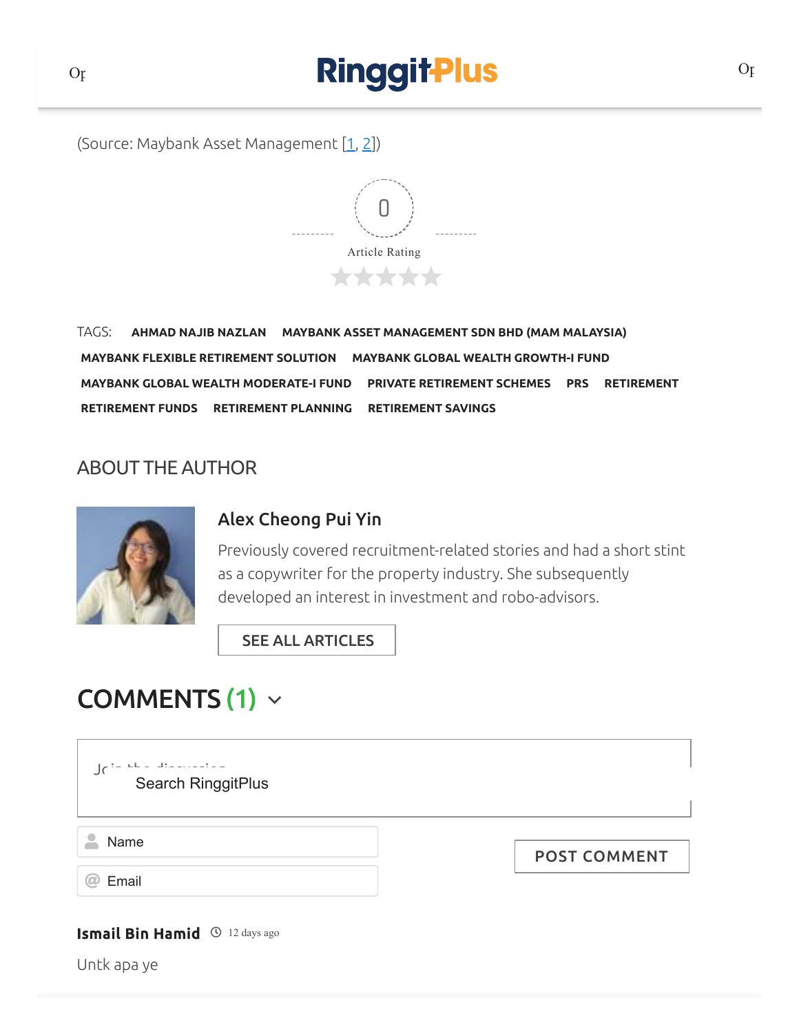(Source: Maybank Asset Management [1, 2])

0

Article Rating

TAGS: AHMAD NAJIB NAZLAN MAYBANK ASSET MANAGEMENT SDN BHD (MAM MALAYSIA) MAYBANK FLEXIBLE RETIREMENT SOLUTION MAYBANK GLOBAL WEALTH GROWTH-I FUND MAYBANK GLOBAL WEALTH MODERATE-I FUND PRIVATE RETIREMENT SCHEMES PRS RETIREMENT RETIREMENT FUNDS RETIREMENT PLANNING RETIREMENT SAVINGS

## ABOUT THE AUTHOR

### Alex Cheong Pui Yin

Previously covered recruitment-related stories and had a short stint as a copywriter for the property industry. She subsequently developed an interest in investment and robo-advisors.

SEE ALL ARTICLES

## COMMENTS (1)

Join the discussion

Search RinggitPlus

Name

Email

POST COMMENT

**Ismail Bin Hamid** 12 days ago

Untk apa ye